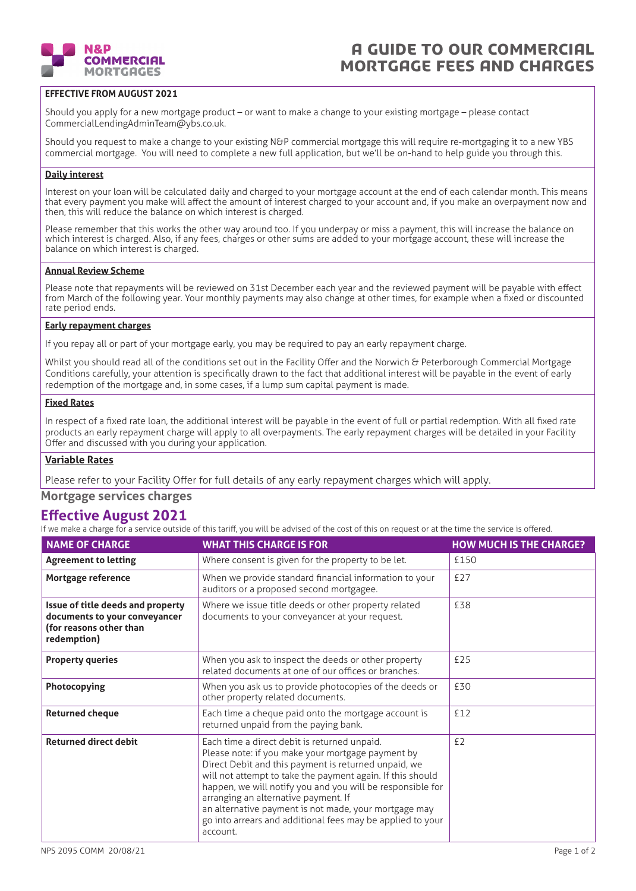# A GUIDE TO OUR COMMERCIAL MORTGAGE FEES AND CHARGES

**EFFECTIVE FROM AUGUST 2021**

Should you apply for a new mortgage product – or want to make a change to your existing mortgage – please contact CommercialLendingAdminTeam@ybs.co.uk.

Should you request to make a change to your existing N&P commercial mortgage this will require re-mortgaging it to a new YBS commercial mortgage. You will need to complete a new full application, but we'll be on-hand to help guide you through this.

**Daily interest**

Interest on your loan will be calculated daily and charged to your mortgage account at the end of each calendar month. This means that every payment you make will affect the amount of interest charged to your account and, if you make an overpayment now and then, this will reduce the balance on which interest is charged.

Please remember that this works the other way around too. If you underpay or miss a payment, this will increase the balance on which interest is charged. Also, if any fees, charges or other sums are added to your mortgage account, these will increase the balance on which interest is charged.

**Annual Review Scheme**

Please note that repayments will be reviewed on 31st December each year and the reviewed payment will be payable with effect from March of the following year. Your monthly payments may also change at other times, for example when a fixed or discounted rate period ends.

**Early repayment charges**

If you repay all or part of your mortgage early, you may be required to pay an early repayment charge.

Whilst you should read all of the conditions set out in the Facility Offer and the Norwich & Peterborough Commercial Mortgage Conditions carefully, your attention is specifically drawn to the fact that additional interest will be payable in the event of early redemption of the mortgage and, in some cases, if a lump sum capital payment is made.

**Fixed Rates**

In respect of a fixed rate loan, the additional interest will be payable in the event of full or partial redemption. With all fixed rate products an early repayment charge will apply to all overpayments. The early repayment charges will be detailed in your Facility Offer and discussed with you during your application.

**Variable Rates**

Please refer to your Facility Offer for full details of any early repayment charges which will apply.

## Mortgage services charges

## Effective August 2021

If we make a charge for a service outside of this tariff, you will be advised of the cost of this on request or at the time the service is offered.

| NAME OF CHARGE | WHAT THIS CHARGE IS FOR | HOW MUCH IS THE CHARGE? |
|---|---|---|
| **Agreement to letting** | Where consent is given for the property to be let. | £150 |
| **Mortgage reference** | When we provide standard financial information to your auditors or a proposed second mortgagee. | £27 |
| **Issue of title deeds and property documents to your conveyancer (for reasons other than redemption)** | Where we issue title deeds or other property related documents to your conveyancer at your request. | £38 |
| **Property queries** | When you ask to inspect the deeds or other property related documents at one of our offices or branches. | £25 |
| **Photocopying** | When you ask us to provide photocopies of the deeds or other property related documents. | £30 |
| **Returned cheque** | Each time a cheque paid onto the mortgage account is returned unpaid from the paying bank. | £12 |
| **Returned direct debit** | Each time a direct debit is returned unpaid. Please note: if you make your mortgage payment by Direct Debit and this payment is returned unpaid, we will not attempt to take the payment again. If this should happen, we will notify you and you will be responsible for arranging an alternative payment. If an alternative payment is not made, your mortgage may go into arrears and additional fees may be applied to your account. | £2 |

NPS 2095 COMM 20/08/21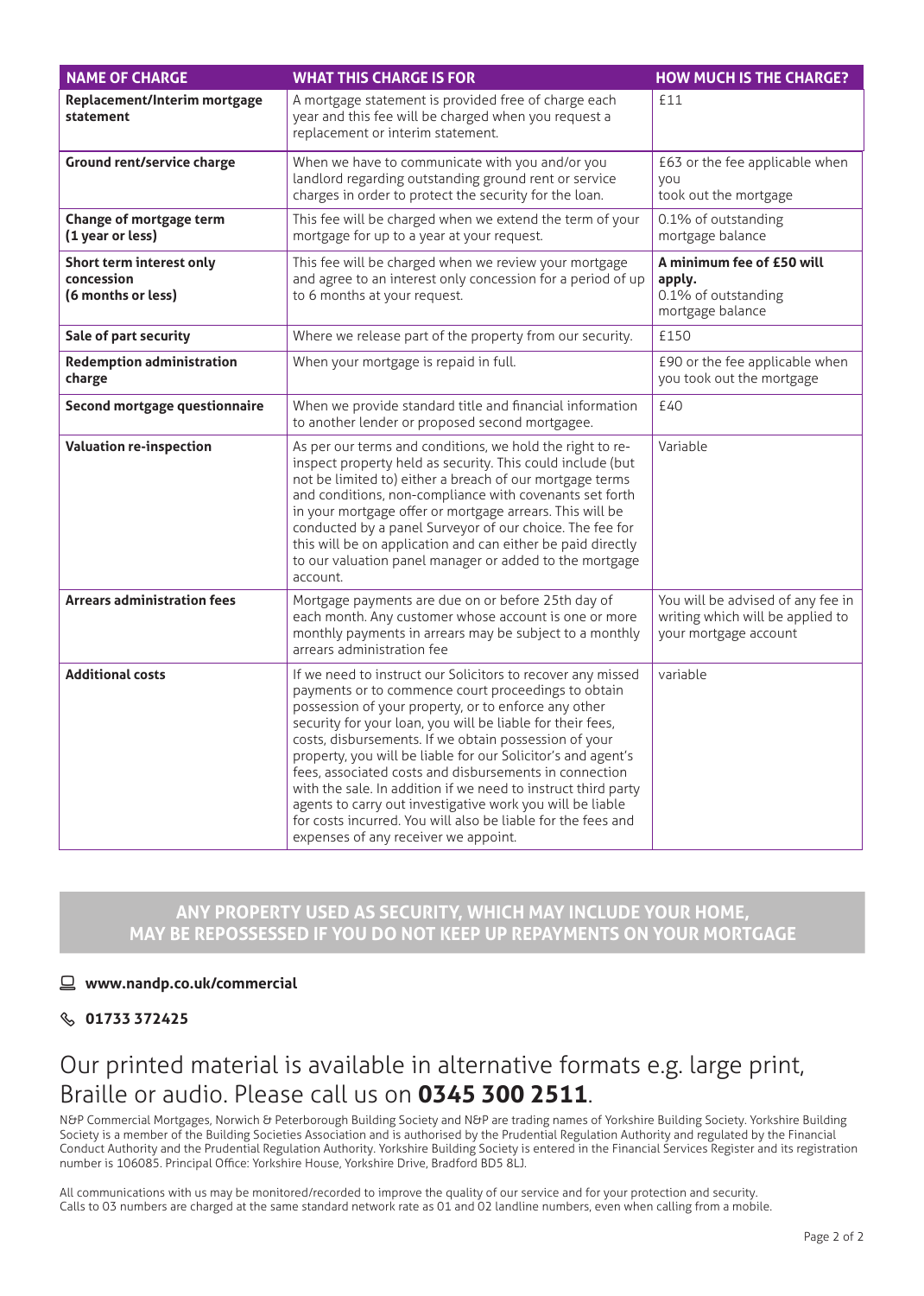| NAME OF CHARGE | WHAT THIS CHARGE IS FOR | HOW MUCH IS THE CHARGE? |
|---|---|---|
| **Replacement/Interim mortgage statement** | A mortgage statement is provided free of charge each year and this fee will be charged when you request a replacement or interim statement. | £11 |
| **Ground rent/service charge** | When we have to communicate with you and/or you landlord regarding outstanding ground rent or service charges in order to protect the security for the loan. | £63 or the fee applicable when you took out the mortgage |
| **Change of mortgage term (1 year or less)** | This fee will be charged when we extend the term of your mortgage for up to a year at your request. | 0.1% of outstanding mortgage balance |
| **Short term interest only concession (6 months or less)** | This fee will be charged when we review your mortgage and agree to an interest only concession for a period of up to 6 months at your request. | **A minimum fee of £50 will apply.** 0.1% of outstanding mortgage balance |
| **Sale of part security** | Where we release part of the property from our security. | £150 |
| **Redemption administration charge** | When your mortgage is repaid in full. | £90 or the fee applicable when you took out the mortgage |
| **Second mortgage questionnaire** | When we provide standard title and financial information to another lender or proposed second mortgagee. | £40 |
| **Valuation re-inspection** | As per our terms and conditions, we hold the right to re-inspect property held as security. This could include (but not be limited to) either a breach of our mortgage terms and conditions, non-compliance with covenants set forth in your mortgage offer or mortgage arrears. This will be conducted by a panel Surveyor of our choice. The fee for this will be on application and can either be paid directly to our valuation panel manager or added to the mortgage account. | Variable |
| **Arrears administration fees** | Mortgage payments are due on or before 25th day of each month. Any customer whose account is one or more monthly payments in arrears may be subject to a monthly arrears administration fee | You will be advised of any fee in writing which will be applied to your mortgage account |
| **Additional costs** | If we need to instruct our Solicitors to recover any missed payments or to commence court proceedings to obtain possession of your property, or to enforce any other security for your loan, you will be liable for their fees, costs, disbursements. If we obtain possession of your property, you will be liable for our Solicitor's and agent's fees, associated costs and disbursements in connection with the sale. In addition if we need to instruct third party agents to carry out investigative work you will be liable for costs incurred. You will also be liable for the fees and expenses of any receiver we appoint. | variable |

**ANY PROPERTY USED AS SECURITY, WHICH MAY INCLUDE YOUR HOME, MAY BE REPOSSESSED IF YOU DO NOT KEEP UP REPAYMENTS ON YOUR MORTGAGE**

**www.nandp.co.uk/commercial**

**01733 372425**

## Our printed material is available in alternative formats e.g. large print, Braille or audio. Please call us on **0345 300 2511**.

N&P Commercial Mortgages, Norwich & Peterborough Building Society and N&P are trading names of Yorkshire Building Society. Yorkshire Building Society is a member of the Building Societies Association and is authorised by the Prudential Regulation Authority and regulated by the Financial Conduct Authority and the Prudential Regulation Authority. Yorkshire Building Society is entered in the Financial Services Register and its registration number is 106085. Principal Office: Yorkshire House, Yorkshire Drive, Bradford BD5 8LJ.

All communications with us may be monitored/recorded to improve the quality of our service and for your protection and security.
Calls to 03 numbers are charged at the same standard network rate as 01 and 02 landline numbers, even when calling from a mobile.